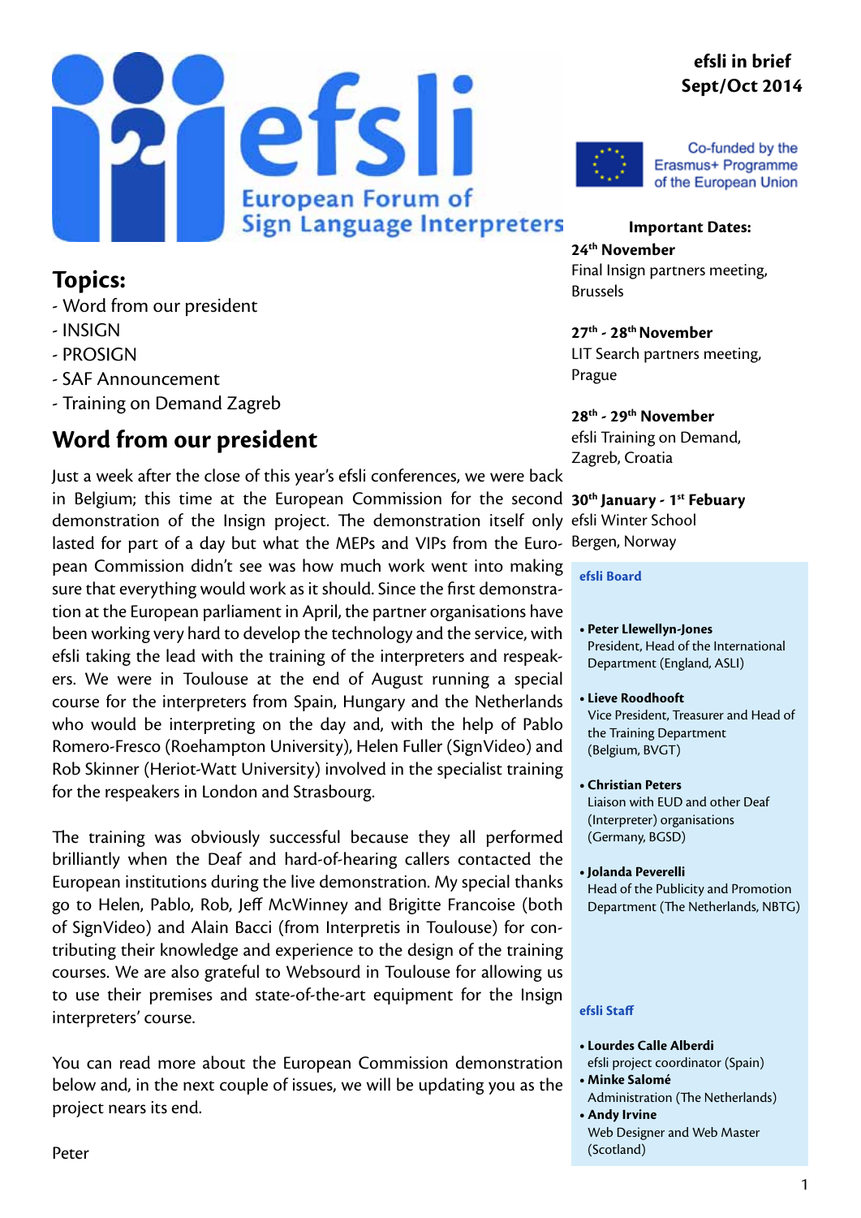efsli

European Forum of Sign Language Interpreters

**efsli in brief**
**Sept/Oct 2014**

Co-funded by the Erasmus+ Programme of the European Union

## Topics:

- Word from our president
- INSIGN
- PROSIGN
- SAF Announcement
- Training on Demand Zagreb

## Word from our president

Just a week after the close of this year's efsli conferences, we were back in Belgium; this time at the European Commission for the second demonstration of the Insign project. The demonstration itself only lasted for part of a day but what the MEPs and VIPs from the European Commission didn't see was how much work went into making sure that everything would work as it should. Since the first demonstration at the European parliament in April, the partner organisations have been working very hard to develop the technology and the service, with efsli taking the lead with the training of the interpreters and respeakers. We were in Toulouse at the end of August running a special course for the interpreters from Spain, Hungary and the Netherlands who would be interpreting on the day and, with the help of Pablo Romero-Fresco (Roehampton University), Helen Fuller (SignVideo) and Rob Skinner (Heriot-Watt University) involved in the specialist training for the respeakers in London and Strasbourg.

The training was obviously successful because they all performed brilliantly when the Deaf and hard-of-hearing callers contacted the European institutions during the live demonstration. My special thanks go to Helen, Pablo, Rob, Jeff McWinney and Brigitte Francoise (both of SignVideo) and Alain Bacci (from Interpretis in Toulouse) for contributing their knowledge and experience to the design of the training courses. We are also grateful to Websourd in Toulouse for allowing us to use their premises and state-of-the-art equipment for the Insign interpreters' course.

You can read more about the European Commission demonstration below and, in the next couple of issues, we will be updating you as the project nears its end.

Peter

### Important Dates:

**24th November**
Final Insign partners meeting, Brussels

**27th - 28th November**
LIT Search partners meeting, Prague

**28th - 29th November**
efsli Training on Demand, Zagreb, Croatia

**30th January - 1st Febuary**
efsli Winter School
Bergen, Norway

### efsli Board

- **Peter Llewellyn-Jones**
  President, Head of the International Department (England, ASLI)
- **Lieve Roodhooft**
  Vice President, Treasurer and Head of the Training Department (Belgium, BVGT)
- **Christian Peters**
  Liaison with EUD and other Deaf (Interpreter) organisations (Germany, BGSD)
- **Jolanda Peverelli**
  Head of the Publicity and Promotion Department (The Netherlands, NBTG)

### efsli Staff

- **Lourdes Calle Alberdi**
  efsli project coordinator (Spain)
- **Minke Salomé**
  Administration (The Netherlands)
- **Andy Irvine**
  Web Designer and Web Master (Scotland)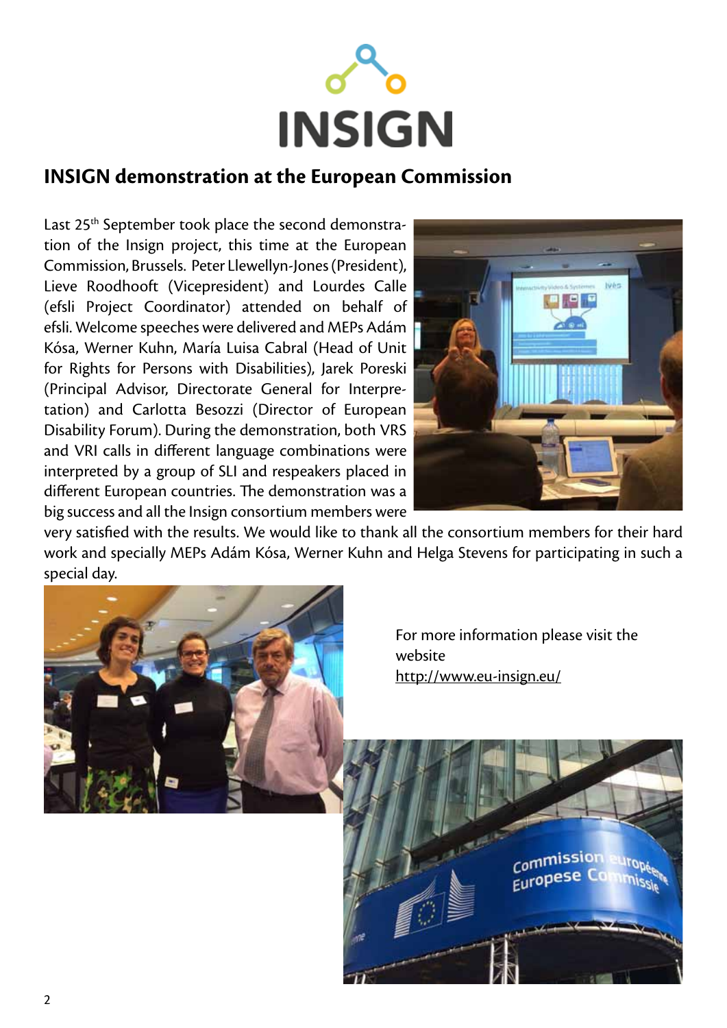INSIGN

## INSIGN demonstration at the European Commission

Last 25th September took place the second demonstration of the Insign project, this time at the European Commission, Brussels. Peter Llewellyn-Jones (President), Lieve Roodhooft (Vicepresident) and Lourdes Calle (efsli Project Coordinator) attended on behalf of efsli. Welcome speeches were delivered and MEPs Adám Kósa, Werner Kuhn, María Luisa Cabral (Head of Unit for Rights for Persons with Disabilities), Jarek Poreski (Principal Advisor, Directorate General for Interpretation) and Carlotta Besozzi (Director of European Disability Forum). During the demonstration, both VRS and VRI calls in different language combinations were interpreted by a group of SLI and respeakers placed in different European countries. The demonstration was a big success and all the Insign consortium members were very satisfied with the results. We would like to thank all the consortium members for their hard work and specially MEPs Adám Kósa, Werner Kuhn and Helga Stevens for participating in such a special day.

For more information please visit the website http://www.eu-insign.eu/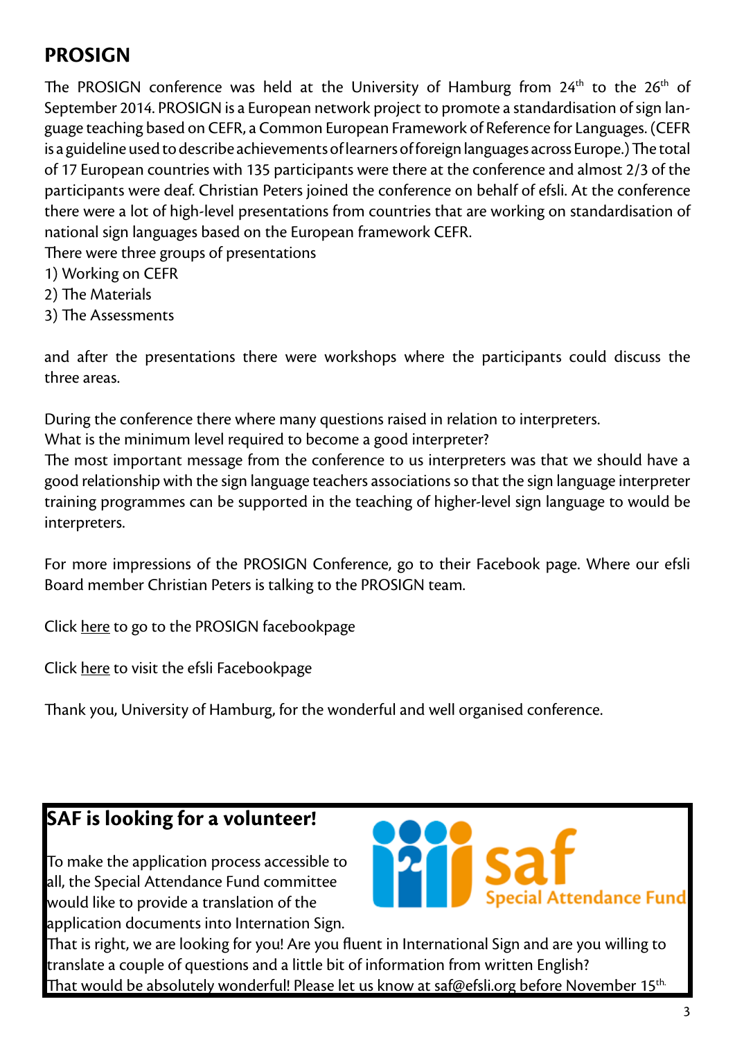## PROSIGN

The PROSIGN conference was held at the University of Hamburg from 24th to the 26th of September 2014. PROSIGN is a European network project to promote a standardisation of sign language teaching based on CEFR, a Common European Framework of Reference for Languages. (CEFR is a guideline used to describe achievements of learners of foreign languages across Europe.) The total of 17 European countries with 135 participants were there at the conference and almost 2/3 of the participants were deaf. Christian Peters joined the conference on behalf of efsli. At the conference there were a lot of high-level presentations from countries that are working on standardisation of national sign languages based on the European framework CEFR.

There were three groups of presentations

1) Working on CEFR
2) The Materials
3) The Assessments

and after the presentations there were workshops where the participants could discuss the three areas.

During the conference there where many questions raised in relation to interpreters.
What is the minimum level required to become a good interpreter?
The most important message from the conference to us interpreters was that we should have a good relationship with the sign language teachers associations so that the sign language interpreter training programmes can be supported in the teaching of higher-level sign language to would be interpreters.

For more impressions of the PROSIGN Conference, go to their Facebook page. Where our efsli Board member Christian Peters is talking to the PROSIGN team.

Click here to go to the PROSIGN facebookpage

Click here to visit the efsli Facebookpage

Thank you, University of Hamburg, for the wonderful and well organised conference.

## SAF is looking for a volunteer!

saf Special Attendance Fund

To make the application process accessible to all, the Special Attendance Fund committee would like to provide a translation of the application documents into Internation Sign.
That is right, we are looking for you! Are you fluent in International Sign and are you willing to translate a couple of questions and a little bit of information from written English?
That would be absolutely wonderful! Please let us know at saf@efsli.org before November 15th.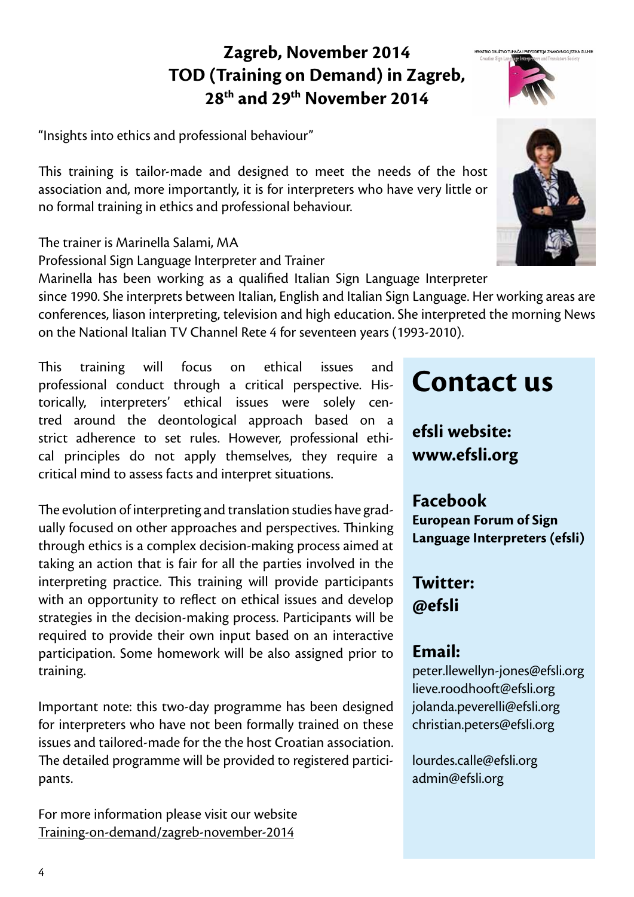## Zagreb, November 2014
## TOD (Training on Demand) in Zagreb, 28th and 29th November 2014

"Insights into ethics and professional behaviour"

This training is tailor-made and designed to meet the needs of the host association and, more importantly, it is for interpreters who have very little or no formal training in ethics and professional behaviour.

The trainer is Marinella Salami, MA
Professional Sign Language Interpreter and Trainer
Marinella has been working as a qualified Italian Sign Language Interpreter since 1990. She interprets between Italian, English and Italian Sign Language. Her working areas are conferences, liason interpreting, television and high education. She interpreted the morning News on the National Italian TV Channel Rete 4 for seventeen years (1993-2010).

This training will focus on ethical issues and professional conduct through a critical perspective. Historically, interpreters' ethical issues were solely centred around the deontological approach based on a strict adherence to set rules. However, professional ethical principles do not apply themselves, they require a critical mind to assess facts and interpret situations.

The evolution of interpreting and translation studies have gradually focused on other approaches and perspectives. Thinking through ethics is a complex decision-making process aimed at taking an action that is fair for all the parties involved in the interpreting practice. This training will provide participants with an opportunity to reflect on ethical issues and develop strategies in the decision-making process. Participants will be required to provide their own input based on an interactive participation. Some homework will be also assigned prior to training.

Important note: this two-day programme has been designed for interpreters who have not been formally trained on these issues and tailored-made for the the host Croatian association. The detailed programme will be provided to registered participants.

For more information please visit our website
Training-on-demand/zagreb-november-2014

# Contact us

**efsli website:**
**www.efsli.org**

**Facebook**
**European Forum of Sign Language Interpreters (efsli)**

**Twitter:**
**@efsli**

**Email:**
peter.llewellyn-jones@efsli.org
lieve.roodhooft@efsli.org
jolanda.peverelli@efsli.org
christian.peters@efsli.org

lourdes.calle@efsli.org
admin@efsli.org